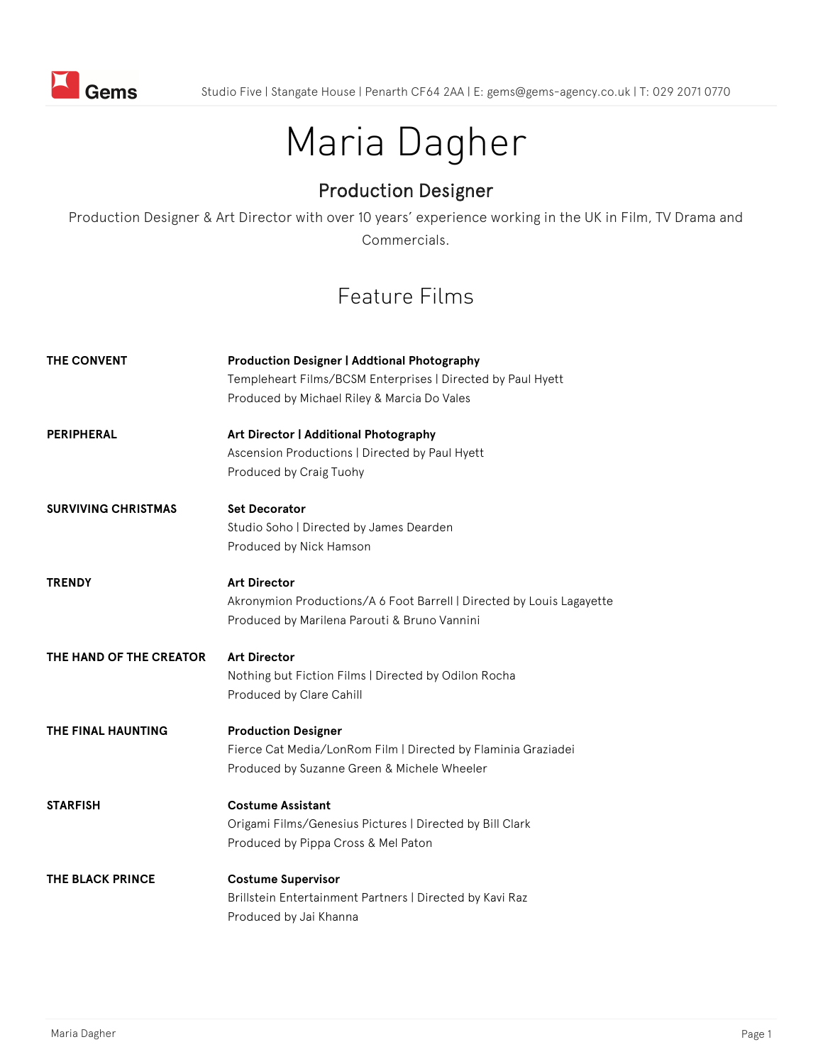Studio Five | Stangate House | Penarth CF64 2AA | E: gems@gems-agency.co.uk | T: 029 2071 0770

# Maria Dagher

## Production Designer

Production Designer & Art Director with over 10 years' experience working in the UK in Film, TV Drama and Commercials.

## Feature Films

**THE CONVENT**

**Production Designer | Addtional Photography**
Templeheart Films/BCSM Enterprises | Directed by Paul Hyett
Produced by Michael Riley & Marcia Do Vales

**PERIPHERAL**

**Art Director | Additional Photography**
Ascension Productions | Directed by Paul Hyett
Produced by Craig Tuohy

**SURVIVING CHRISTMAS**

**Set Decorator**
Studio Soho | Directed by James Dearden
Produced by Nick Hamson

**TRENDY**

**Art Director**
Akronymion Productions/A 6 Foot Barrell | Directed by Louis Lagayette
Produced by Marilena Parouti & Bruno Vannini

**THE HAND OF THE CREATOR**

**Art Director**
Nothing but Fiction Films | Directed by Odilon Rocha
Produced by Clare Cahill

**THE FINAL HAUNTING**

**Production Designer**
Fierce Cat Media/LonRom Film | Directed by Flaminia Graziadei
Produced by Suzanne Green & Michele Wheeler

**STARFISH**

**Costume Assistant**
Origami Films/Genesius Pictures | Directed by Bill Clark
Produced by Pippa Cross & Mel Paton

**THE BLACK PRINCE**

**Costume Supervisor**
Brillstein Entertainment Partners | Directed by Kavi Raz
Produced by Jai Khanna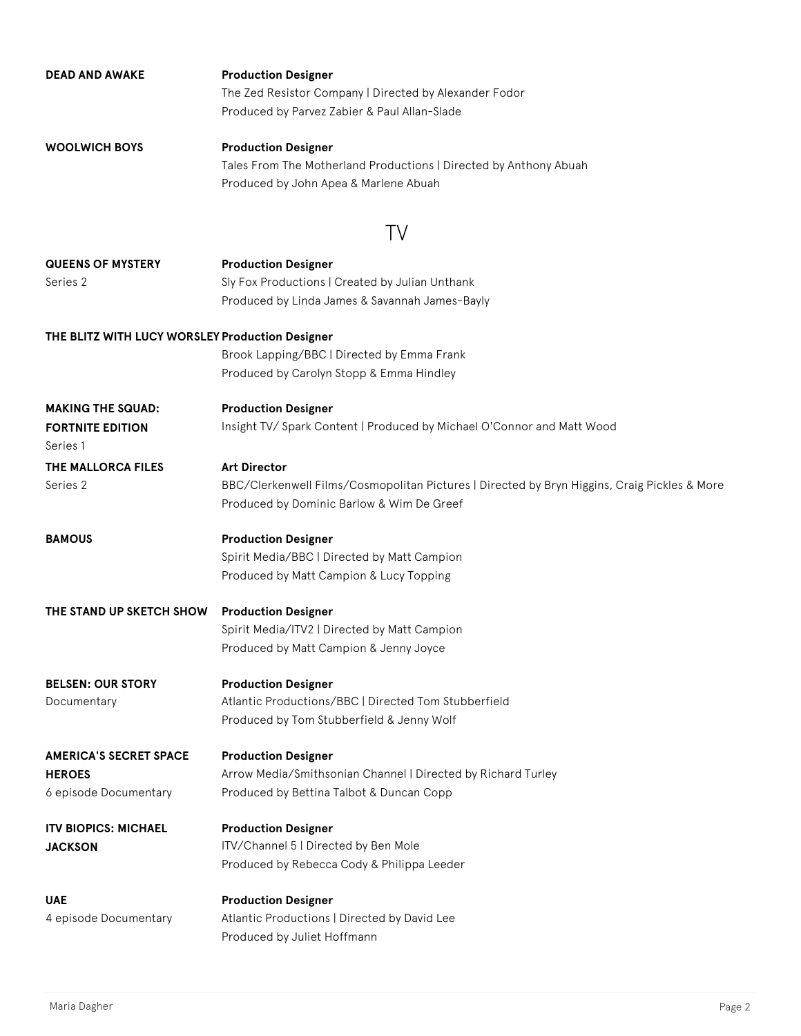**DEAD AND AWAKE**

**Production Designer**
The Zed Resistor Company | Directed by Alexander Fodor
Produced by Parvez Zabier & Paul Allan-Slade

**WOOLWICH BOYS**

**Production Designer**
Tales From The Motherland Productions | Directed by Anthony Abuah
Produced by John Apea & Marlene Abuah

## TV

**QUEENS OF MYSTERY**
Series 2

**Production Designer**
Sly Fox Productions | Created by Julian Unthank
Produced by Linda James & Savannah James-Bayly

**THE BLITZ WITH LUCY WORSLEY**

**Production Designer**
Brook Lapping/BBC | Directed by Emma Frank
Produced by Carolyn Stopp & Emma Hindley

**MAKING THE SQUAD: FORTNITE EDITION**
Series 1

**Production Designer**
Insight TV/ Spark Content | Produced by Michael O'Connor and Matt Wood

**THE MALLORCA FILES**
Series 2

**Art Director**
BBC/Clerkenwell Films/Cosmopolitan Pictures | Directed by Bryn Higgins, Craig Pickles & More
Produced by Dominic Barlow & Wim De Greef

**BAMOUS**

**Production Designer**
Spirit Media/BBC | Directed by Matt Campion
Produced by Matt Campion & Lucy Topping

**THE STAND UP SKETCH SHOW**

**Production Designer**
Spirit Media/ITV2 | Directed by Matt Campion
Produced by Matt Campion & Jenny Joyce

**BELSEN: OUR STORY**
Documentary

**Production Designer**
Atlantic Productions/BBC | Directed Tom Stubberfield
Produced by Tom Stubberfield & Jenny Wolf

**AMERICA'S SECRET SPACE HEROES**
6 episode Documentary

**Production Designer**
Arrow Media/Smithsonian Channel | Directed by Richard Turley
Produced by Bettina Talbot & Duncan Copp

**ITV BIOPICS: MICHAEL JACKSON**

**Production Designer**
ITV/Channel 5 | Directed by Ben Mole
Produced by Rebecca Cody & Philippa Leeder

**UAE**
4 episode Documentary

**Production Designer**
Atlantic Productions | Directed by David Lee
Produced by Juliet Hoffmann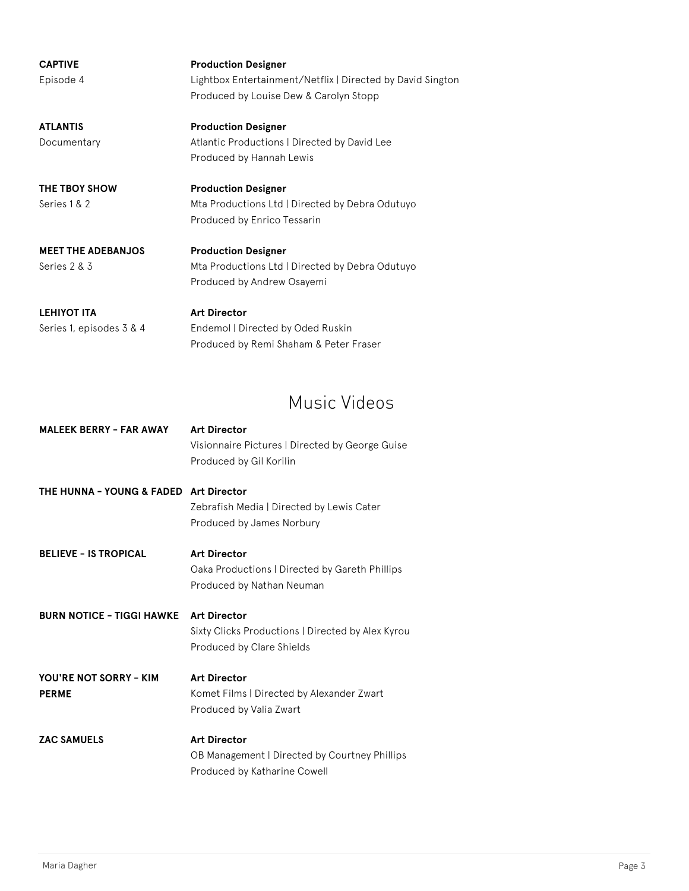**CAPTIVE**
Episode 4

**Production Designer**
Lightbox Entertainment/Netflix | Directed by David Sington
Produced by Louise Dew & Carolyn Stopp

**ATLANTIS**
Documentary

**Production Designer**
Atlantic Productions | Directed by David Lee
Produced by Hannah Lewis

**THE TBOY SHOW**
Series 1 & 2

**Production Designer**
Mta Productions Ltd | Directed by Debra Odutuyo
Produced by Enrico Tessarin

**MEET THE ADEBANJOS**
Series 2 & 3

**Production Designer**
Mta Productions Ltd | Directed by Debra Odutuyo
Produced by Andrew Osayemi

**LEHIYOT ITA**
Series 1, episodes 3 & 4

**Art Director**
Endemol | Directed by Oded Ruskin
Produced by Remi Shaham & Peter Fraser

## Music Videos

**MALEEK BERRY - FAR AWAY**

**Art Director**
Visionnaire Pictures | Directed by George Guise
Produced by Gil Korilin

**THE HUNNA - YOUNG & FADED**

**Art Director**
Zebrafish Media | Directed by Lewis Cater
Produced by James Norbury

**BELIEVE - IS TROPICAL**

**Art Director**
Oaka Productions | Directed by Gareth Phillips
Produced by Nathan Neuman

**BURN NOTICE - TIGGI HAWKE**

**Art Director**
Sixty Clicks Productions | Directed by Alex Kyrou
Produced by Clare Shields

**YOU'RE NOT SORRY - KIM PERME**

**Art Director**
Komet Films | Directed by Alexander Zwart
Produced by Valia Zwart

**ZAC SAMUELS**

**Art Director**
OB Management | Directed by Courtney Phillips
Produced by Katharine Cowell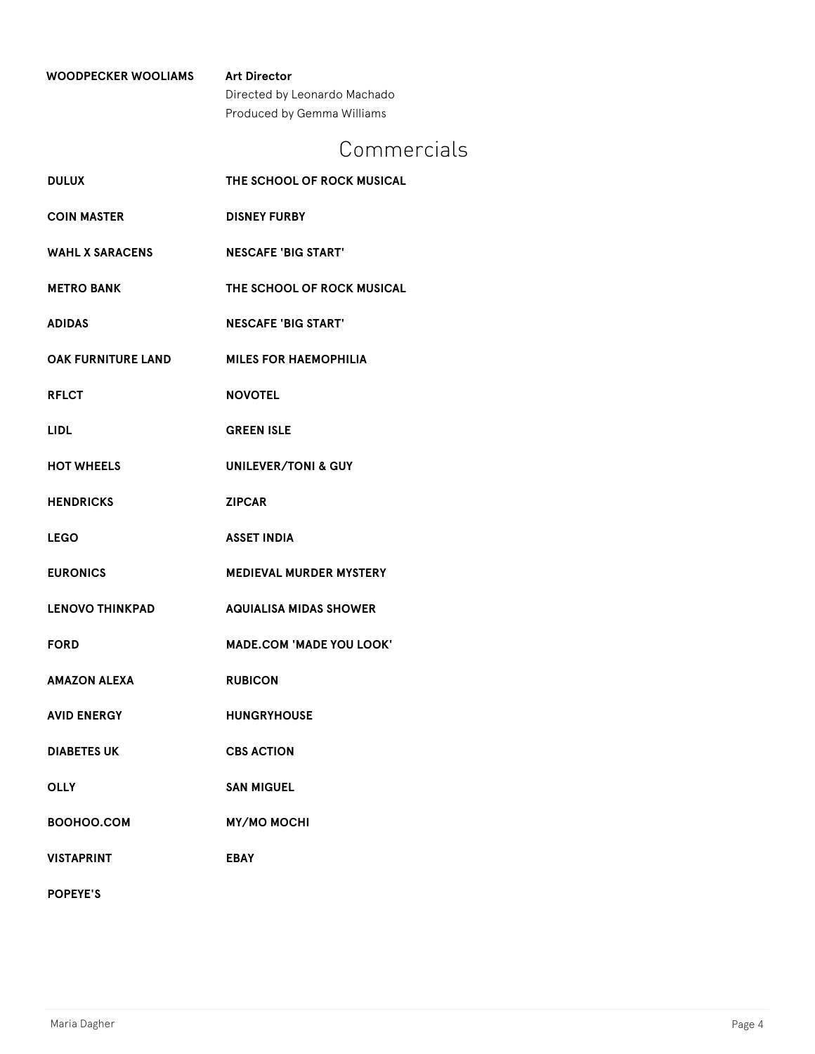| | |
|---|---|
| **WOODPECKER WOOLIAMS** | **Art Director**<br>Directed by Leonardo Machado<br>Produced by Gemma Williams |

## Commercials

| | |
|---|---|
| **DULUX** | **THE SCHOOL OF ROCK MUSICAL** |
| **COIN MASTER** | **DISNEY FURBY** |
| **WAHL X SARACENS** | **NESCAFE 'BIG START'** |
| **METRO BANK** | **THE SCHOOL OF ROCK MUSICAL** |
| **ADIDAS** | **NESCAFE 'BIG START'** |
| **OAK FURNITURE LAND** | **MILES FOR HAEMOPHILIA** |
| **RFLCT** | **NOVOTEL** |
| **LIDL** | **GREEN ISLE** |
| **HOT WHEELS** | **UNILEVER/TONI & GUY** |
| **HENDRICKS** | **ZIPCAR** |
| **LEGO** | **ASSET INDIA** |
| **EURONICS** | **MEDIEVAL MURDER MYSTERY** |
| **LENOVO THINKPAD** | **AQUIALISA MIDAS SHOWER** |
| **FORD** | **MADE.COM 'MADE YOU LOOK'** |
| **AMAZON ALEXA** | **RUBICON** |
| **AVID ENERGY** | **HUNGRYHOUSE** |
| **DIABETES UK** | **CBS ACTION** |
| **OLLY** | **SAN MIGUEL** |
| **BOOHOO.COM** | **MY/MO MOCHI** |
| **VISTAPRINT** | **EBAY** |
| **POPEYE'S** | |